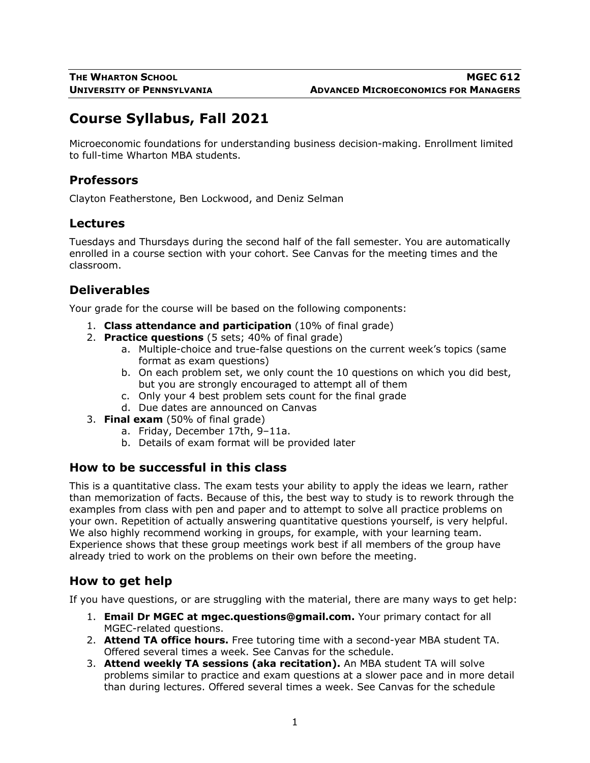**THE WHARTON SCHOOL** | **MGEC 612**
**UNIVERSITY OF PENNSYLVANIA** | **ADVANCED MICROECONOMICS FOR MANAGERS**

# Course Syllabus, Fall 2021

Microeconomic foundations for understanding business decision-making. Enrollment limited to full-time Wharton MBA students.

## Professors

Clayton Featherstone, Ben Lockwood, and Deniz Selman

## Lectures

Tuesdays and Thursdays during the second half of the fall semester. You are automatically enrolled in a course section with your cohort. See Canvas for the meeting times and the classroom.

## Deliverables

Your grade for the course will be based on the following components:

1. **Class attendance and participation** (10% of final grade)
2. **Practice questions** (5 sets; 40% of final grade)
   a. Multiple-choice and true-false questions on the current week's topics (same format as exam questions)
   b. On each problem set, we only count the 10 questions on which you did best, but you are strongly encouraged to attempt all of them
   c. Only your 4 best problem sets count for the final grade
   d. Due dates are announced on Canvas
3. **Final exam** (50% of final grade)
   a. Friday, December 17th, 9–11a.
   b. Details of exam format will be provided later

## How to be successful in this class

This is a quantitative class. The exam tests your ability to apply the ideas we learn, rather than memorization of facts. Because of this, the best way to study is to rework through the examples from class with pen and paper and to attempt to solve all practice problems on your own. Repetition of actually answering quantitative questions yourself, is very helpful. We also highly recommend working in groups, for example, with your learning team. Experience shows that these group meetings work best if all members of the group have already tried to work on the problems on their own before the meeting.

## How to get help

If you have questions, or are struggling with the material, there are many ways to get help:

1. **Email Dr MGEC at mgec.questions@gmail.com.** Your primary contact for all MGEC-related questions.
2. **Attend TA office hours.** Free tutoring time with a second-year MBA student TA. Offered several times a week. See Canvas for the schedule.
3. **Attend weekly TA sessions (aka recitation).** An MBA student TA will solve problems similar to practice and exam questions at a slower pace and in more detail than during lectures. Offered several times a week. See Canvas for the schedule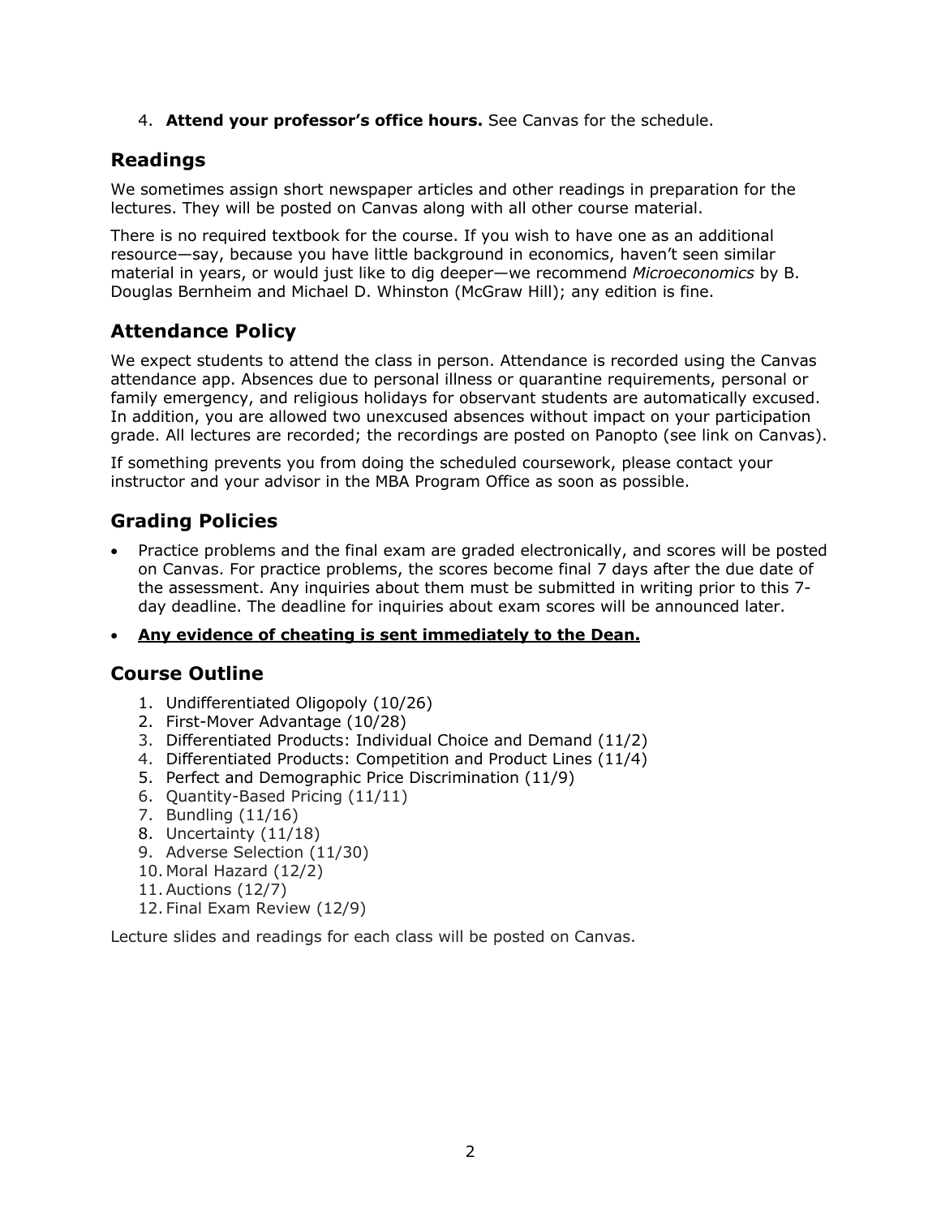4. **Attend your professor's office hours.** See Canvas for the schedule.

## Readings

We sometimes assign short newspaper articles and other readings in preparation for the lectures. They will be posted on Canvas along with all other course material.

There is no required textbook for the course. If you wish to have one as an additional resource—say, because you have little background in economics, haven't seen similar material in years, or would just like to dig deeper—we recommend *Microeconomics* by B. Douglas Bernheim and Michael D. Whinston (McGraw Hill); any edition is fine.

## Attendance Policy

We expect students to attend the class in person. Attendance is recorded using the Canvas attendance app. Absences due to personal illness or quarantine requirements, personal or family emergency, and religious holidays for observant students are automatically excused. In addition, you are allowed two unexcused absences without impact on your participation grade. All lectures are recorded; the recordings are posted on Panopto (see link on Canvas).

If something prevents you from doing the scheduled coursework, please contact your instructor and your advisor in the MBA Program Office as soon as possible.

## Grading Policies

- Practice problems and the final exam are graded electronically, and scores will be posted on Canvas. For practice problems, the scores become final 7 days after the due date of the assessment. Any inquiries about them must be submitted in writing prior to this 7-day deadline. The deadline for inquiries about exam scores will be announced later.
- <u>**Any evidence of cheating is sent immediately to the Dean.**</u>

## Course Outline

1. Undifferentiated Oligopoly (10/26)
2. First-Mover Advantage (10/28)
3. Differentiated Products: Individual Choice and Demand (11/2)
4. Differentiated Products: Competition and Product Lines (11/4)
5. Perfect and Demographic Price Discrimination (11/9)
6. Quantity-Based Pricing (11/11)
7. Bundling (11/16)
8. Uncertainty (11/18)
9. Adverse Selection (11/30)
10. Moral Hazard (12/2)
11. Auctions (12/7)
12. Final Exam Review (12/9)

Lecture slides and readings for each class will be posted on Canvas.